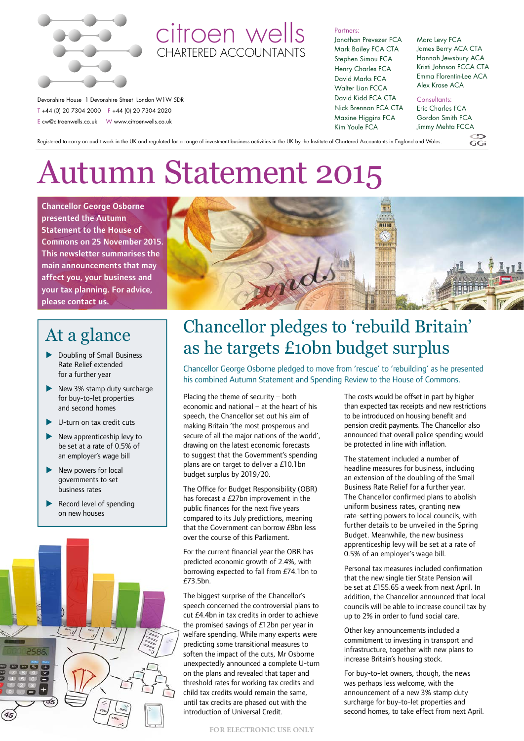# citroen wells

CHARTERED ACCOUNTANTS

Devonshire House 1 Devonshire Street London W1W 5DR
T +44 (0) 20 7304 2000 F +44 (0) 20 7304 2020
E cw@citroenwells.co.uk W www.citroenwells.co.uk

Partners:
Jonathan Prevezer FCA
Mark Bailey FCA CTA
Stephen Simou FCA
Henry Charles FCA
David Marks FCA
Walter Lian FCCA
David Kidd FCA CTA
Nick Brennan FCA CTA
Maxine Higgins FCA
Kim Youle FCA
Marc Levy FCA
James Berry ACA CTA
Hannah Jewsbury ACA
Kristi Johnson FCCA CTA
Emma Florentin-Lee ACA
Alex Krase ACA

Consultants:
Eric Charles FCA
Gordon Smith FCA
Jimmy Mehta FCCA

Registered to carry on audit work in the UK and regulated for a range of investment business activities in the UK by the Institute of Chartered Accountants in England and Wales.

# Autumn Statement 2015

**Chancellor George Osborne presented the Autumn Statement to the House of Commons on 25 November 2015. This newsletter summarises the main announcements that may affect you, your business and your tax planning. For advice, please contact us.**

## At a glance

- Doubling of Small Business Rate Relief extended for a further year
- New 3% stamp duty surcharge for buy-to-let properties and second homes
- U-turn on tax credit cuts
- New apprenticeship levy to be set at a rate of 0.5% of an employer's wage bill
- New powers for local governments to set business rates
- Record level of spending on new houses

## Chancellor pledges to 'rebuild Britain' as he targets £10bn budget surplus

Chancellor George Osborne pledged to move from 'rescue' to 'rebuilding' as he presented his combined Autumn Statement and Spending Review to the House of Commons.

Placing the theme of security – both economic and national – at the heart of his speech, the Chancellor set out his aim of making Britain 'the most prosperous and secure of all the major nations of the world', drawing on the latest economic forecasts to suggest that the Government's spending plans are on target to deliver a £10.1bn budget surplus by 2019/20.

The Office for Budget Responsibility (OBR) has forecast a £27bn improvement in the public finances for the next five years compared to its July predictions, meaning that the Government can borrow £8bn less over the course of this Parliament.

For the current financial year the OBR has predicted economic growth of 2.4%, with borrowing expected to fall from £74.1bn to £73.5bn.

The biggest surprise of the Chancellor's speech concerned the controversial plans to cut £4.4bn in tax credits in order to achieve the promised savings of £12bn per year in welfare spending. While many experts were predicting some transitional measures to soften the impact of the cuts, Mr Osborne unexpectedly announced a complete U-turn on the plans and revealed that taper and threshold rates for working tax credits and child tax credits would remain the same, until tax credits are phased out with the introduction of Universal Credit.

The costs would be offset in part by higher than expected tax receipts and new restrictions to be introduced on housing benefit and pension credit payments. The Chancellor also announced that overall police spending would be protected in line with inflation.

The statement included a number of headline measures for business, including an extension of the doubling of the Small Business Rate Relief for a further year. The Chancellor confirmed plans to abolish uniform business rates, granting new rate-setting powers to local councils, with further details to be unveiled in the Spring Budget. Meanwhile, the new business apprenticeship levy will be set at a rate of 0.5% of an employer's wage bill.

Personal tax measures included confirmation that the new single tier State Pension will be set at £155.65 a week from next April. In addition, the Chancellor announced that local councils will be able to increase council tax by up to 2% in order to fund social care.

Other key announcements included a commitment to investing in transport and infrastructure, together with new plans to increase Britain's housing stock.

For buy-to-let owners, though, the news was perhaps less welcome, with the announcement of a new 3% stamp duty surcharge for buy-to-let properties and second homes, to take effect from next April.

FOR ELECTRONIC USE ONLY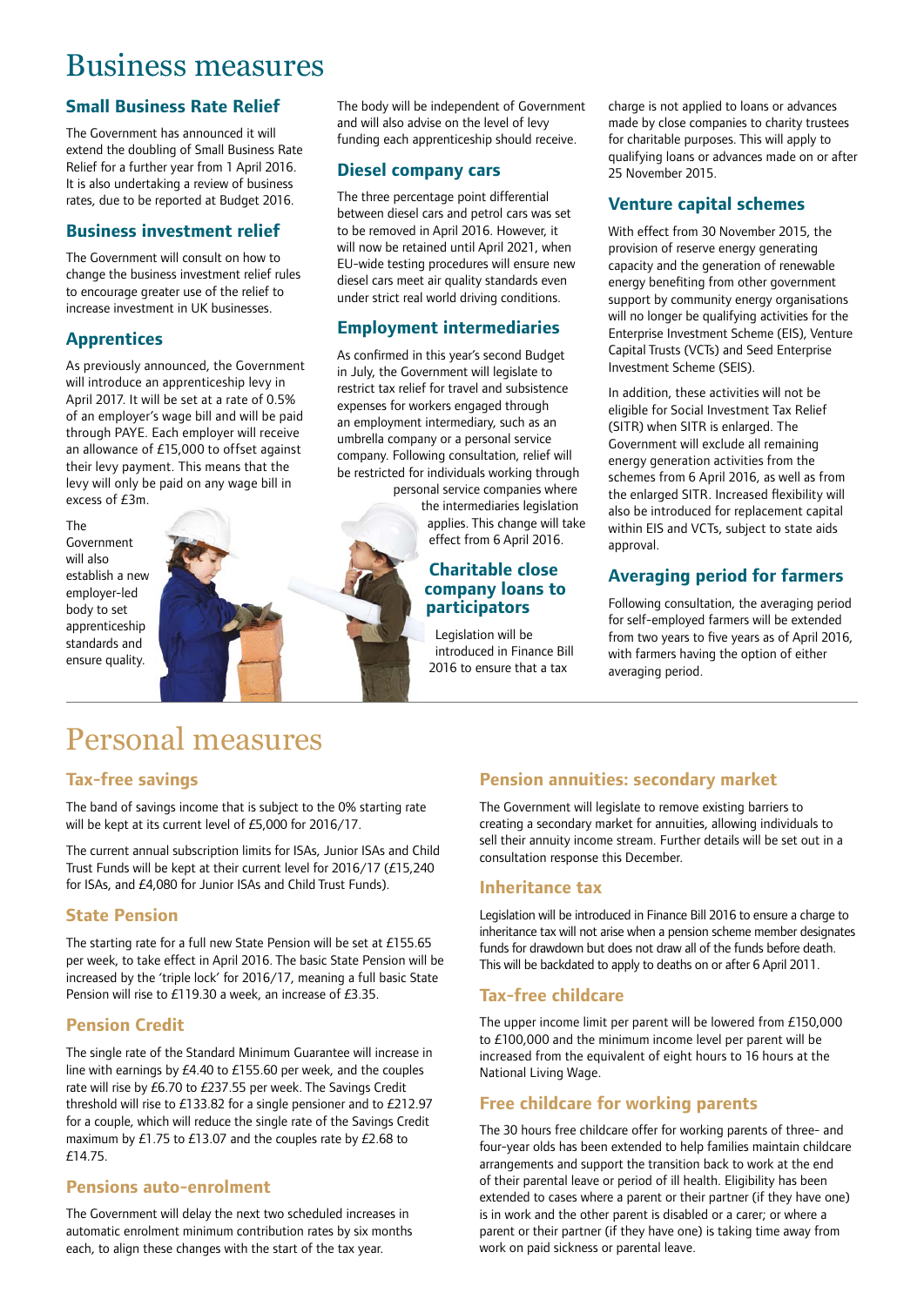# Business measures

## Small Business Rate Relief

The Government has announced it will extend the doubling of Small Business Rate Relief for a further year from 1 April 2016. It is also undertaking a review of business rates, due to be reported at Budget 2016.

## Business investment relief

The Government will consult on how to change the business investment relief rules to encourage greater use of the relief to increase investment in UK businesses.

## Apprentices

As previously announced, the Government will introduce an apprenticeship levy in April 2017. It will be set at a rate of 0.5% of an employer's wage bill and will be paid through PAYE. Each employer will receive an allowance of £15,000 to offset against their levy payment. This means that the levy will only be paid on any wage bill in excess of £3m.

The Government will also establish a new employer-led body to set apprenticeship standards and ensure quality. The body will be independent of Government and will also advise on the level of levy funding each apprenticeship should receive.

## Diesel company cars

The three percentage point differential between diesel cars and petrol cars was set to be removed in April 2016. However, it will now be retained until April 2021, when EU-wide testing procedures will ensure new diesel cars meet air quality standards even under strict real world driving conditions.

## Employment intermediaries

As confirmed in this year's second Budget in July, the Government will legislate to restrict tax relief for travel and subsistence expenses for workers engaged through an employment intermediary, such as an umbrella company or a personal service company. Following consultation, relief will be restricted for individuals working through personal service companies where the intermediaries legislation applies. This change will take effect from 6 April 2016.

## Charitable close company loans to participators

Legislation will be introduced in Finance Bill 2016 to ensure that a tax charge is not applied to loans or advances made by close companies to charity trustees for charitable purposes. This will apply to qualifying loans or advances made on or after 25 November 2015.

## Venture capital schemes

With effect from 30 November 2015, the provision of reserve energy generating capacity and the generation of renewable energy benefiting from other government support by community energy organisations will no longer be qualifying activities for the Enterprise Investment Scheme (EIS), Venture Capital Trusts (VCTs) and Seed Enterprise Investment Scheme (SEIS).

In addition, these activities will not be eligible for Social Investment Tax Relief (SITR) when SITR is enlarged. The Government will exclude all remaining energy generation activities from the schemes from 6 April 2016, as well as from the enlarged SITR. Increased flexibility will also be introduced for replacement capital within EIS and VCTs, subject to state aids approval.

## Averaging period for farmers

Following consultation, the averaging period for self-employed farmers will be extended from two years to five years as of April 2016, with farmers having the option of either averaging period.

# Personal measures

## Tax-free savings

The band of savings income that is subject to the 0% starting rate will be kept at its current level of £5,000 for 2016/17.

The current annual subscription limits for ISAs, Junior ISAs and Child Trust Funds will be kept at their current level for 2016/17 (£15,240 for ISAs, and £4,080 for Junior ISAs and Child Trust Funds).

## State Pension

The starting rate for a full new State Pension will be set at £155.65 per week, to take effect in April 2016. The basic State Pension will be increased by the 'triple lock' for 2016/17, meaning a full basic State Pension will rise to £119.30 a week, an increase of £3.35.

## Pension Credit

The single rate of the Standard Minimum Guarantee will increase in line with earnings by £4.40 to £155.60 per week, and the couples rate will rise by £6.70 to £237.55 per week. The Savings Credit threshold will rise to £133.82 for a single pensioner and to £212.97 for a couple, which will reduce the single rate of the Savings Credit maximum by £1.75 to £13.07 and the couples rate by £2.68 to £14.75.

## Pensions auto-enrolment

The Government will delay the next two scheduled increases in automatic enrolment minimum contribution rates by six months each, to align these changes with the start of the tax year.

## Pension annuities: secondary market

The Government will legislate to remove existing barriers to creating a secondary market for annuities, allowing individuals to sell their annuity income stream. Further details will be set out in a consultation response this December.

## Inheritance tax

Legislation will be introduced in Finance Bill 2016 to ensure a charge to inheritance tax will not arise when a pension scheme member designates funds for drawdown but does not draw all of the funds before death. This will be backdated to apply to deaths on or after 6 April 2011.

## Tax-free childcare

The upper income limit per parent will be lowered from £150,000 to £100,000 and the minimum income level per parent will be increased from the equivalent of eight hours to 16 hours at the National Living Wage.

## Free childcare for working parents

The 30 hours free childcare offer for working parents of three- and four-year olds has been extended to help families maintain childcare arrangements and support the transition back to work at the end of their parental leave or period of ill health. Eligibility has been extended to cases where a parent or their partner (if they have one) is in work and the other parent is disabled or a carer; or where a parent or their partner (if they have one) is taking time away from work on paid sickness or parental leave.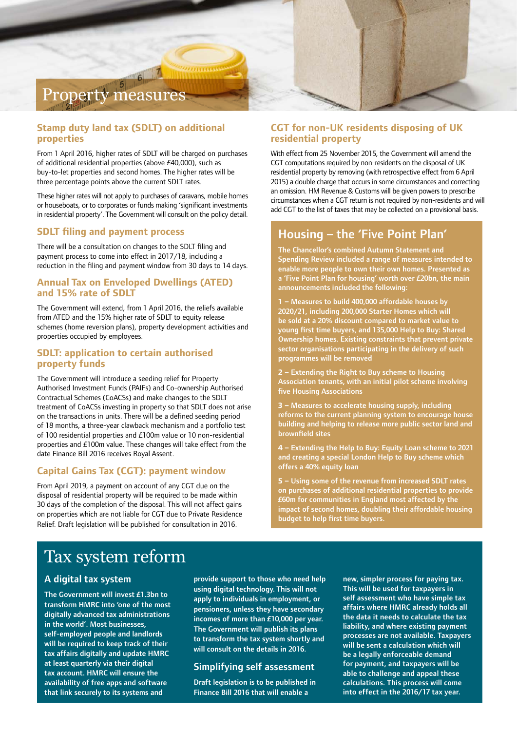# Property measures

## Stamp duty land tax (SDLT) on additional properties

From 1 April 2016, higher rates of SDLT will be charged on purchases of additional residential properties (above £40,000), such as buy-to-let properties and second homes. The higher rates will be three percentage points above the current SDLT rates.

These higher rates will not apply to purchases of caravans, mobile homes or houseboats, or to corporates or funds making 'significant investments in residential property'. The Government will consult on the policy detail.

## SDLT filing and payment process

There will be a consultation on changes to the SDLT filing and payment process to come into effect in 2017/18, including a reduction in the filing and payment window from 30 days to 14 days.

## Annual Tax on Enveloped Dwellings (ATED) and 15% rate of SDLT

The Government will extend, from 1 April 2016, the reliefs available from ATED and the 15% higher rate of SDLT to equity release schemes (home reversion plans), property development activities and properties occupied by employees.

## SDLT: application to certain authorised property funds

The Government will introduce a seeding relief for Property Authorised Investment Funds (PAIFs) and Co-ownership Authorised Contractual Schemes (CoACSs) and make changes to the SDLT treatment of CoACSs investing in property so that SDLT does not arise on the transactions in units. There will be a defined seeding period of 18 months, a three-year clawback mechanism and a portfolio test of 100 residential properties and £100m value or 10 non-residential properties and £100m value. These changes will take effect from the date Finance Bill 2016 receives Royal Assent.

## Capital Gains Tax (CGT): payment window

From April 2019, a payment on account of any CGT due on the disposal of residential property will be required to be made within 30 days of the completion of the disposal. This will not affect gains on properties which are not liable for CGT due to Private Residence Relief. Draft legislation will be published for consultation in 2016.

## CGT for non-UK residents disposing of UK residential property

With effect from 25 November 2015, the Government will amend the CGT computations required by non-residents on the disposal of UK residential property by removing (with retrospective effect from 6 April 2015) a double charge that occurs in some circumstances and correcting an omission. HM Revenue & Customs will be given powers to prescribe circumstances when a CGT return is not required by non-residents and will add CGT to the list of taxes that may be collected on a provisional basis.

## Housing – the 'Five Point Plan'

**The Chancellor's combined Autumn Statement and Spending Review included a range of measures intended to enable more people to own their own homes. Presented as a 'Five Point Plan for housing' worth over £20bn, the main announcements included the following:**

**1 – Measures to build 400,000 affordable houses by 2020/21, including 200,000 Starter Homes which will be sold at a 20% discount compared to market value to young first time buyers, and 135,000 Help to Buy: Shared Ownership homes. Existing constraints that prevent private sector organisations participating in the delivery of such programmes will be removed**

**2 – Extending the Right to Buy scheme to Housing Association tenants, with an initial pilot scheme involving five Housing Associations**

**3 – Measures to accelerate housing supply, including reforms to the current planning system to encourage house building and helping to release more public sector land and brownfield sites**

**4 – Extending the Help to Buy: Equity Loan scheme to 2021 and creating a special London Help to Buy scheme which offers a 40% equity loan**

**5 – Using some of the revenue from increased SDLT rates on purchases of additional residential properties to provide £60m for communities in England most affected by the impact of second homes, doubling their affordable housing budget to help first time buyers.**

# Tax system reform

## A digital tax system

**The Government will invest £1.3bn to transform HMRC into 'one of the most digitally advanced tax administrations in the world'. Most businesses, self-employed people and landlords will be required to keep track of their tax affairs digitally and update HMRC at least quarterly via their digital tax account. HMRC will ensure the availability of free apps and software that link securely to its systems and provide support to those who need help using digital technology. This will not apply to individuals in employment, or pensioners, unless they have secondary incomes of more than £10,000 per year. The Government will publish its plans to transform the tax system shortly and will consult on the details in 2016.**

## Simplifying self assessment

**Draft legislation is to be published in Finance Bill 2016 that will enable a new, simpler process for paying tax. This will be used for taxpayers in self assessment who have simple tax affairs where HMRC already holds all the data it needs to calculate the tax liability, and where existing payment processes are not available. Taxpayers will be sent a calculation which will be a legally enforceable demand for payment, and taxpayers will be able to challenge and appeal these calculations. This process will come into effect in the 2016/17 tax year.**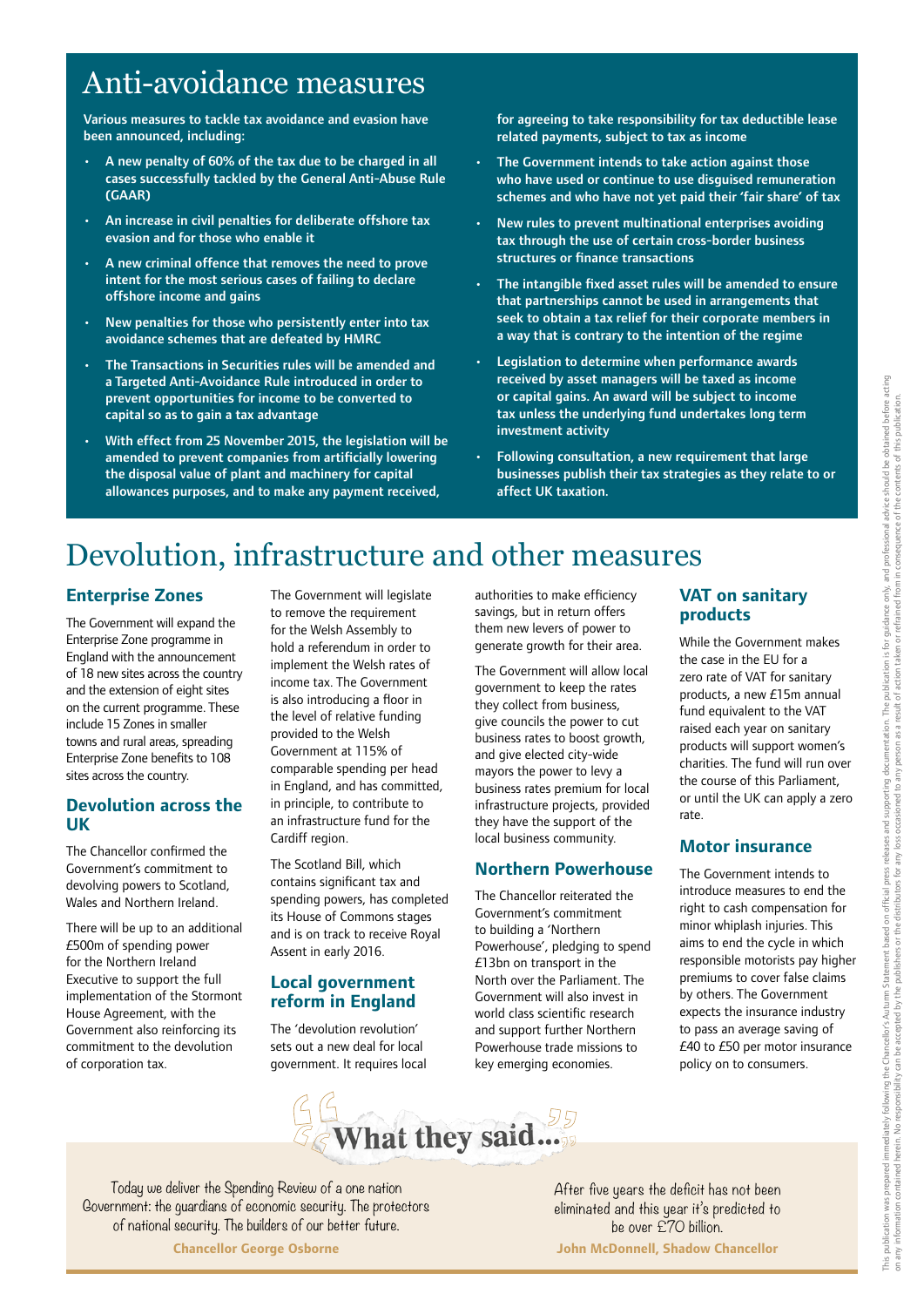# Anti-avoidance measures

**Various measures to tackle tax avoidance and evasion have been announced, including:**

- **A new penalty of 60% of the tax due to be charged in all cases successfully tackled by the General Anti-Abuse Rule (GAAR)**
- **An increase in civil penalties for deliberate offshore tax evasion and for those who enable it**
- **A new criminal offence that removes the need to prove intent for the most serious cases of failing to declare offshore income and gains**
- **New penalties for those who persistently enter into tax avoidance schemes that are defeated by HMRC**
- **The Transactions in Securities rules will be amended and a Targeted Anti-Avoidance Rule introduced in order to prevent opportunities for income to be converted to capital so as to gain a tax advantage**
- **With effect from 25 November 2015, the legislation will be amended to prevent companies from artificially lowering the disposal value of plant and machinery for capital allowances purposes, and to make any payment received, for agreeing to take responsibility for tax deductible lease related payments, subject to tax as income**
- **The Government intends to take action against those who have used or continue to use disguised remuneration schemes and who have not yet paid their 'fair share' of tax**
- **New rules to prevent multinational enterprises avoiding tax through the use of certain cross-border business structures or finance transactions**
- **The intangible fixed asset rules will be amended to ensure that partnerships cannot be used in arrangements that seek to obtain a tax relief for their corporate members in a way that is contrary to the intention of the regime**
- **Legislation to determine when performance awards received by asset managers will be taxed as income or capital gains. An award will be subject to income tax unless the underlying fund undertakes long term investment activity**
- **Following consultation, a new requirement that large businesses publish their tax strategies as they relate to or affect UK taxation.**

# Devolution, infrastructure and other measures

## Enterprise Zones

The Government will expand the Enterprise Zone programme in England with the announcement of 18 new sites across the country and the extension of eight sites on the current programme. These include 15 Zones in smaller towns and rural areas, spreading Enterprise Zone benefits to 108 sites across the country.

## Devolution across the UK

The Chancellor confirmed the Government's commitment to devolving powers to Scotland, Wales and Northern Ireland.

There will be up to an additional £500m of spending power for the Northern Ireland Executive to support the full implementation of the Stormont House Agreement, with the Government also reinforcing its commitment to the devolution of corporation tax.

The Government will legislate to remove the requirement for the Welsh Assembly to hold a referendum in order to implement the Welsh rates of income tax. The Government is also introducing a floor in the level of relative funding provided to the Welsh Government at 115% of comparable spending per head in England, and has committed, in principle, to contribute to an infrastructure fund for the Cardiff region.

The Scotland Bill, which contains significant tax and spending powers, has completed its House of Commons stages and is on track to receive Royal Assent in early 2016.

## Local government reform in England

The 'devolution revolution' sets out a new deal for local government. It requires local authorities to make efficiency savings, but in return offers them new levers of power to generate growth for their area.

The Government will allow local government to keep the rates they collect from business, give councils the power to cut business rates to boost growth, and give elected city-wide mayors the power to levy a business rates premium for local infrastructure projects, provided they have the support of the local business community.

## Northern Powerhouse

The Chancellor reiterated the Government's commitment to building a 'Northern Powerhouse', pledging to spend £13bn on transport in the North over the Parliament. The Government will also invest in world class scientific research and support further Northern Powerhouse trade missions to key emerging economies.

## VAT on sanitary products

While the Government makes the case in the EU for a zero rate of VAT for sanitary products, a new £15m annual fund equivalent to the VAT raised each year on sanitary products will support women's charities. The fund will run over the course of this Parliament, or until the UK can apply a zero rate.

## Motor insurance

The Government intends to introduce measures to end the right to cash compensation for minor whiplash injuries. This aims to end the cycle in which responsible motorists pay higher premiums to cover false claims by others. The Government expects the insurance industry to pass an average saving of £40 to £50 per motor insurance policy on to consumers.

## What they said...

"Today we deliver the Spending Review of a one nation Government: the guardians of economic security. The protectors of national security. The builders of our better future."

**Chancellor George Osborne**

"After five years the deficit has not been eliminated and this year it's predicted to be over £70 billion."

**John McDonnell, Shadow Chancellor**

This publication was prepared immediately following the Chancellor's Autumn Statement based on official press releases and supporting documentation. The publication is for guidance only, and professional advice should be obtained before acting on any information contained herein. No responsibility can be accepted by the publishers or the distributors for any loss occasioned to any person as a result of action taken or refrained from in consequence of the contents of this publication.